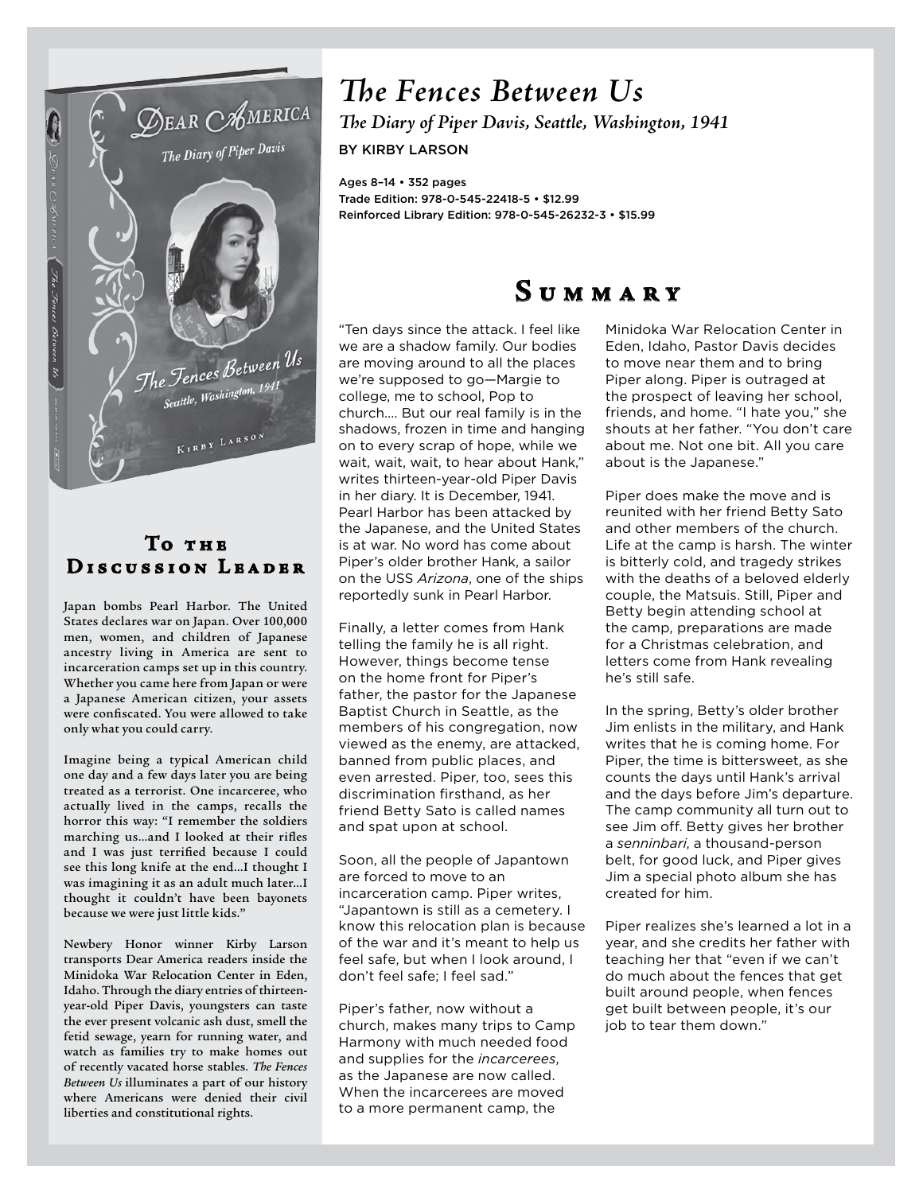# *The Fences Between Us*

## *The Diary of Piper Davis, Seattle, Washington, 1941*

BY KIRBY LARSON

Ages 8–14 • 352 pages
Trade Edition: 978-0-545-22418-5 • $12.99
Reinforced Library Edition: 978-0-545-26232-3 • $15.99

## To the Discussion Leader

Japan bombs Pearl Harbor. The United States declares war on Japan. Over 100,000 men, women, and children of Japanese ancestry living in America are sent to incarceration camps set up in this country. Whether you came here from Japan or were a Japanese American citizen, your assets were confiscated. You were allowed to take only what you could carry.

Imagine being a typical American child one day and a few days later you are being treated as a terrorist. One incarceree, who actually lived in the camps, recalls the horror this way: "I remember the soldiers marching us...and I looked at their rifles and I was just terrified because I could see this long knife at the end...I thought I was imagining it as an adult much later...I thought it couldn't have been bayonets because we were just little kids."

Newbery Honor winner Kirby Larson transports Dear America readers inside the Minidoka War Relocation Center in Eden, Idaho. Through the diary entries of thirteen-year-old Piper Davis, youngsters can taste the ever present volcanic ash dust, smell the fetid sewage, yearn for running water, and watch as families try to make homes out of recently vacated horse stables. *The Fences Between Us* illuminates a part of our history where Americans were denied their civil liberties and constitutional rights.

## Summary

"Ten days since the attack. I feel like we are a shadow family. Our bodies are moving around to all the places we're supposed to go—Margie to college, me to school, Pop to church.... But our real family is in the shadows, frozen in time and hanging on to every scrap of hope, while we wait, wait, wait, to hear about Hank," writes thirteen-year-old Piper Davis in her diary. It is December, 1941. Pearl Harbor has been attacked by the Japanese, and the United States is at war. No word has come about Piper's older brother Hank, a sailor on the USS *Arizona*, one of the ships reportedly sunk in Pearl Harbor.

Finally, a letter comes from Hank telling the family he is all right. However, things become tense on the home front for Piper's father, the pastor for the Japanese Baptist Church in Seattle, as the members of his congregation, now viewed as the enemy, are attacked, banned from public places, and even arrested. Piper, too, sees this discrimination firsthand, as her friend Betty Sato is called names and spat upon at school.

Soon, all the people of Japantown are forced to move to an incarceration camp. Piper writes, "Japantown is still as a cemetery. I know this relocation plan is because of the war and it's meant to help us feel safe, but when I look around, I don't feel safe; I feel sad."

Piper's father, now without a church, makes many trips to Camp Harmony with much needed food and supplies for the *incarcerees*, as the Japanese are now called. When the incarcerees are moved to a more permanent camp, the Minidoka War Relocation Center in Eden, Idaho, Pastor Davis decides to move near them and to bring Piper along. Piper is outraged at the prospect of leaving her school, friends, and home. "I hate you," she shouts at her father. "You don't care about me. Not one bit. All you care about is the Japanese."

Piper does make the move and is reunited with her friend Betty Sato and other members of the church. Life at the camp is harsh. The winter is bitterly cold, and tragedy strikes with the deaths of a beloved elderly couple, the Matsuis. Still, Piper and Betty begin attending school at the camp, preparations are made for a Christmas celebration, and letters come from Hank revealing he's still safe.

In the spring, Betty's older brother Jim enlists in the military, and Hank writes that he is coming home. For Piper, the time is bittersweet, as she counts the days until Hank's arrival and the days before Jim's departure. The camp community all turn out to see Jim off. Betty gives her brother a *senninbari*, a thousand-person belt, for good luck, and Piper gives Jim a special photo album she has created for him.

Piper realizes she's learned a lot in a year, and she credits her father with teaching her that "even if we can't do much about the fences that get built around people, when fences get built between people, it's our job to tear them down."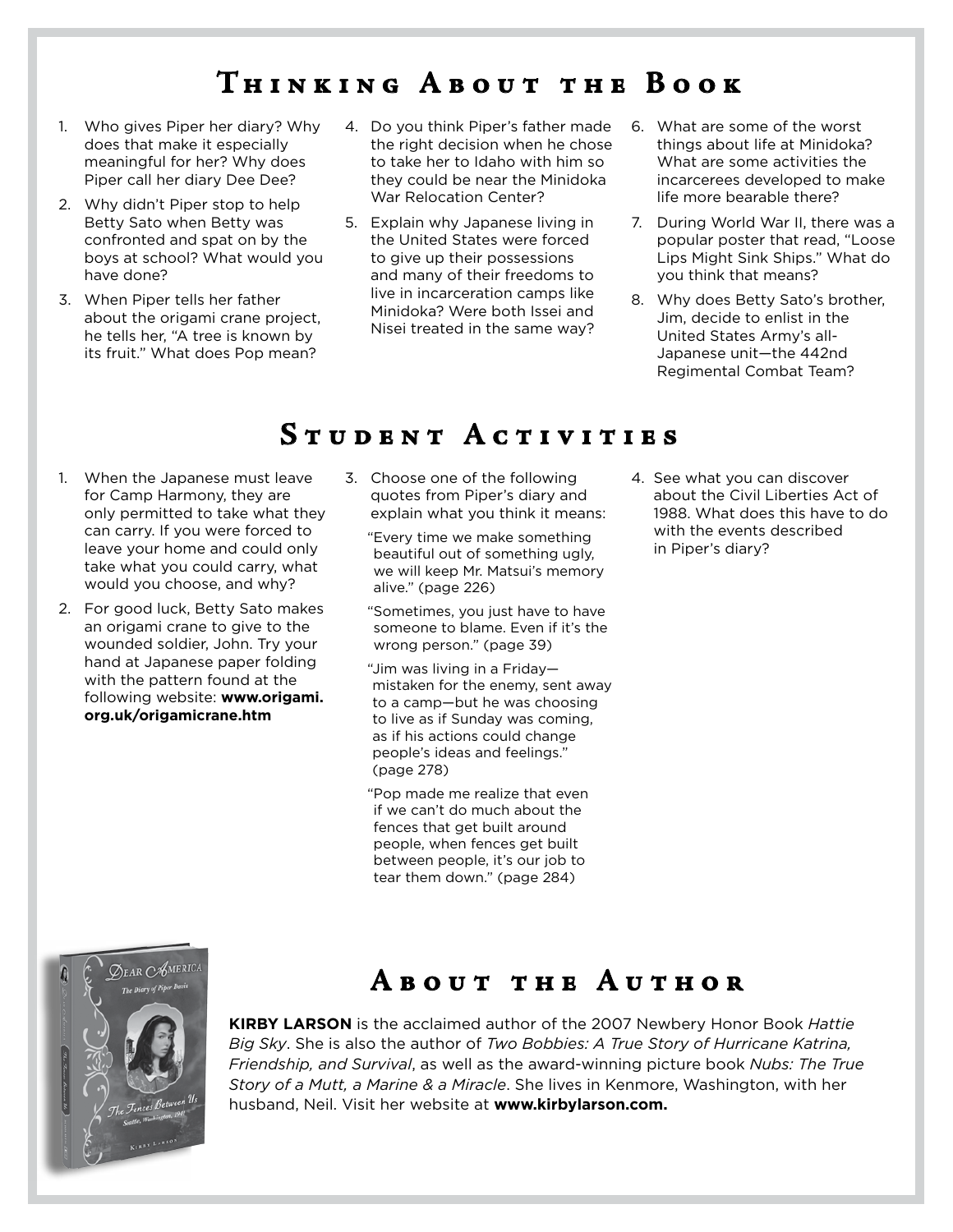# Thinking About the Book

1. Who gives Piper her diary? Why does that make it especially meaningful for her? Why does Piper call her diary Dee Dee?
2. Why didn't Piper stop to help Betty Sato when Betty was confronted and spat on by the boys at school? What would you have done?
3. When Piper tells her father about the origami crane project, he tells her, "A tree is known by its fruit." What does Pop mean?
4. Do you think Piper's father made the right decision when he chose to take her to Idaho with him so they could be near the Minidoka War Relocation Center?
5. Explain why Japanese living in the United States were forced to give up their possessions and many of their freedoms to live in incarceration camps like Minidoka? Were both Issei and Nisei treated in the same way?
6. What are some of the worst things about life at Minidoka? What are some activities the incarcerees developed to make life more bearable there?
7. During World War II, there was a popular poster that read, "Loose Lips Might Sink Ships." What do you think that means?
8. Why does Betty Sato's brother, Jim, decide to enlist in the United States Army's all-Japanese unit—the 442nd Regimental Combat Team?

# Student Activities

1. When the Japanese must leave for Camp Harmony, they are only permitted to take what they can carry. If you were forced to leave your home and could only take what you could carry, what would you choose, and why?
2. For good luck, Betty Sato makes an origami crane to give to the wounded soldier, John. Try your hand at Japanese paper folding with the pattern found at the following website: **www.origami.org.uk/origamicrane.htm**
3. Choose one of the following quotes from Piper's diary and explain what you think it means:

   "Every time we make something beautiful out of something ugly, we will keep Mr. Matsui's memory alive." (page 226)

   "Sometimes, you just have to have someone to blame. Even if it's the wrong person." (page 39)

   "Jim was living in a Friday—mistaken for the enemy, sent away to a camp—but he was choosing to live as if Sunday was coming, as if his actions could change people's ideas and feelings." (page 278)

   "Pop made me realize that even if we can't do much about the fences that get built around people, when fences get built between people, it's our job to tear them down." (page 284)
4. See what you can discover about the Civil Liberties Act of 1988. What does this have to do with the events described in Piper's diary?

# About the Author

**KIRBY LARSON** is the acclaimed author of the 2007 Newbery Honor Book *Hattie Big Sky*. She is also the author of *Two Bobbies: A True Story of Hurricane Katrina, Friendship, and Survival*, as well as the award-winning picture book *Nubs: The True Story of a Mutt, a Marine & a Miracle*. She lives in Kenmore, Washington, with her husband, Neil. Visit her website at **www.kirbylarson.com.**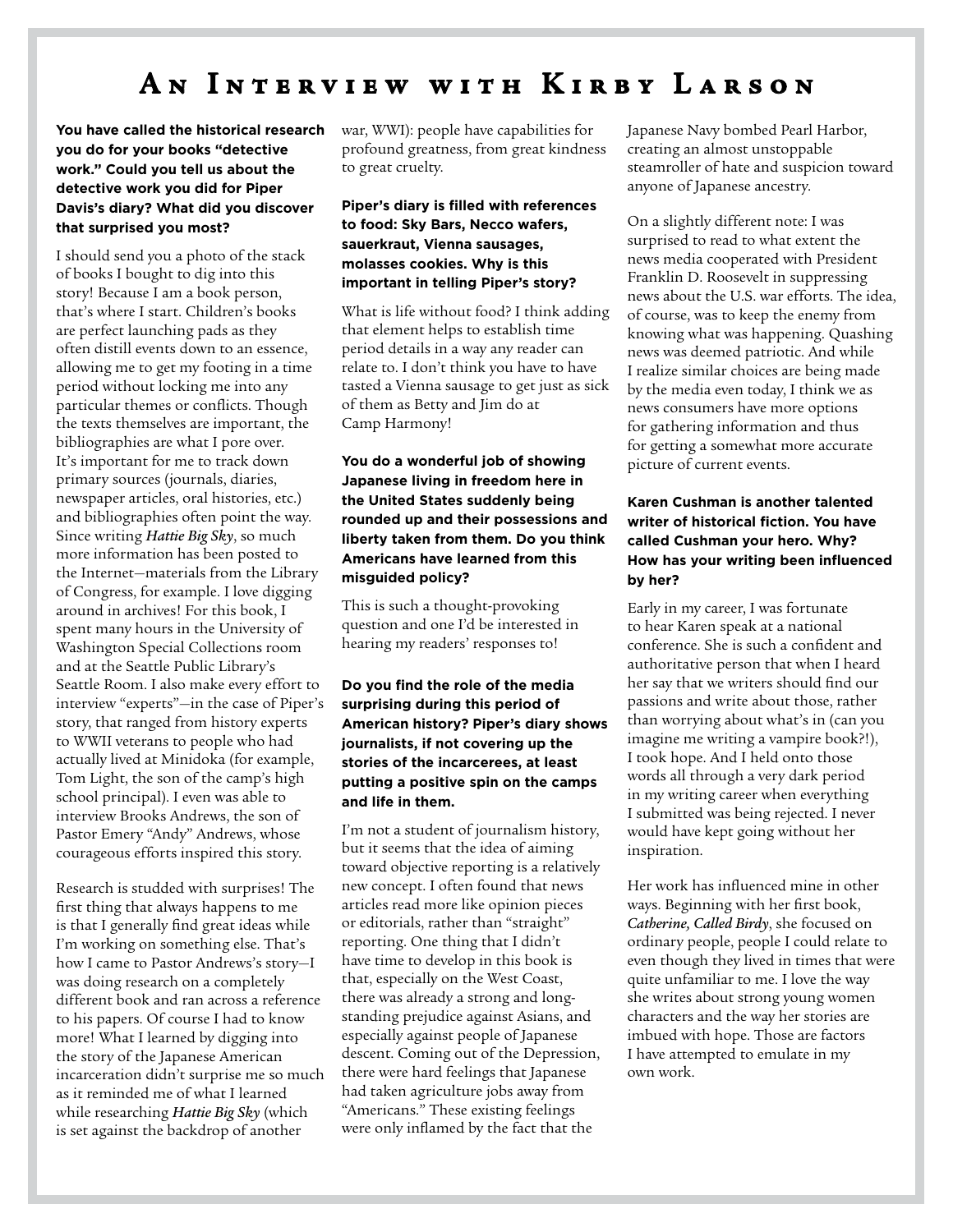# An Interview with Kirby Larson

**You have called the historical research you do for your books "detective work." Could you tell us about the detective work you did for Piper Davis's diary? What did you discover that surprised you most?**

I should send you a photo of the stack of books I bought to dig into this story! Because I am a book person, that's where I start. Children's books are perfect launching pads as they often distill events down to an essence, allowing me to get my footing in a time period without locking me into any particular themes or conflicts. Though the texts themselves are important, the bibliographies are what I pore over. It's important for me to track down primary sources (journals, diaries, newspaper articles, oral histories, etc.) and bibliographies often point the way. Since writing *Hattie Big Sky*, so much more information has been posted to the Internet—materials from the Library of Congress, for example. I love digging around in archives! For this book, I spent many hours in the University of Washington Special Collections room and at the Seattle Public Library's Seattle Room. I also make every effort to interview "experts"—in the case of Piper's story, that ranged from history experts to WWII veterans to people who had actually lived at Minidoka (for example, Tom Light, the son of the camp's high school principal). I even was able to interview Brooks Andrews, the son of Pastor Emery "Andy" Andrews, whose courageous efforts inspired this story.

Research is studded with surprises! The first thing that always happens to me is that I generally find great ideas while I'm working on something else. That's how I came to Pastor Andrews's story—I was doing research on a completely different book and ran across a reference to his papers. Of course I had to know more! What I learned by digging into the story of the Japanese American incarceration didn't surprise me so much as it reminded me of what I learned while researching *Hattie Big Sky* (which is set against the backdrop of another war, WWI): people have capabilities for profound greatness, from great kindness to great cruelty.

**Piper's diary is filled with references to food: Sky Bars, Necco wafers, sauerkraut, Vienna sausages, molasses cookies. Why is this important in telling Piper's story?**

What is life without food? I think adding that element helps to establish time period details in a way any reader can relate to. I don't think you have to have tasted a Vienna sausage to get just as sick of them as Betty and Jim do at Camp Harmony!

**You do a wonderful job of showing Japanese living in freedom here in the United States suddenly being rounded up and their possessions and liberty taken from them. Do you think Americans have learned from this misguided policy?**

This is such a thought-provoking question and one I'd be interested in hearing my readers' responses to!

**Do you find the role of the media surprising during this period of American history? Piper's diary shows journalists, if not covering up the stories of the incarcerees, at least putting a positive spin on the camps and life in them.**

I'm not a student of journalism history, but it seems that the idea of aiming toward objective reporting is a relatively new concept. I often found that news articles read more like opinion pieces or editorials, rather than "straight" reporting. One thing that I didn't have time to develop in this book is that, especially on the West Coast, there was already a strong and long-standing prejudice against Asians, and especially against people of Japanese descent. Coming out of the Depression, there were hard feelings that Japanese had taken agriculture jobs away from "Americans." These existing feelings were only inflamed by the fact that the Japanese Navy bombed Pearl Harbor, creating an almost unstoppable steamroller of hate and suspicion toward anyone of Japanese ancestry.

On a slightly different note: I was surprised to read to what extent the news media cooperated with President Franklin D. Roosevelt in suppressing news about the U.S. war efforts. The idea, of course, was to keep the enemy from knowing what was happening. Quashing news was deemed patriotic. And while I realize similar choices are being made by the media even today, I think we as news consumers have more options for gathering information and thus for getting a somewhat more accurate picture of current events.

**Karen Cushman is another talented writer of historical fiction. You have called Cushman your hero. Why? How has your writing been influenced by her?**

Early in my career, I was fortunate to hear Karen speak at a national conference. She is such a confident and authoritative person that when I heard her say that we writers should find our passions and write about those, rather than worrying about what's in (can you imagine me writing a vampire book?!), I took hope. And I held onto those words all through a very dark period in my writing career when everything I submitted was being rejected. I never would have kept going without her inspiration.

Her work has influenced mine in other ways. Beginning with her first book, *Catherine, Called Birdy*, she focused on ordinary people, people I could relate to even though they lived in times that were quite unfamiliar to me. I love the way she writes about strong young women characters and the way her stories are imbued with hope. Those are factors I have attempted to emulate in my own work.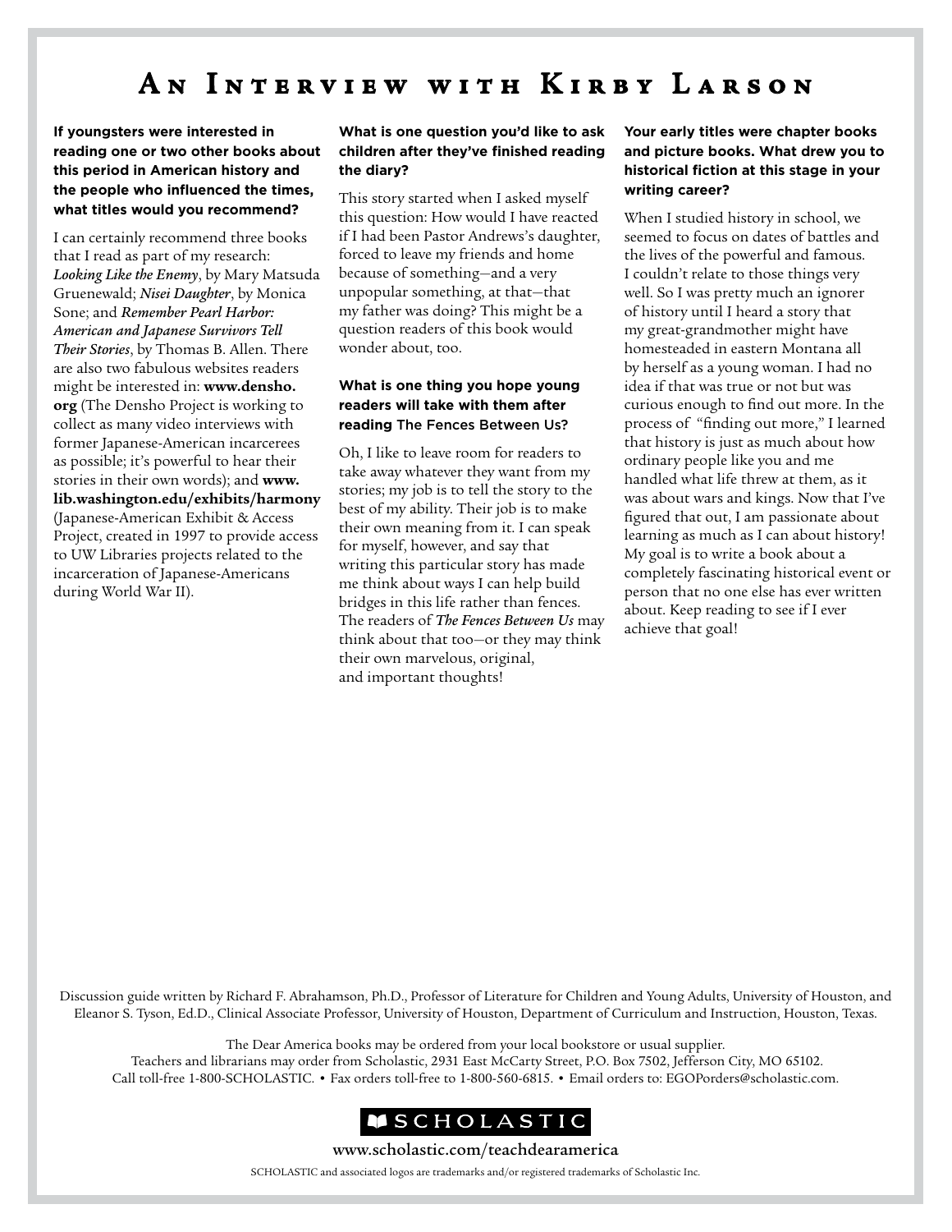# An Interview with Kirby Larson

**If youngsters were interested in reading one or two other books about this period in American history and the people who influenced the times, what titles would you recommend?**

I can certainly recommend three books that I read as part of my research: *Looking Like the Enemy*, by Mary Matsuda Gruenewald; *Nisei Daughter*, by Monica Sone; and *Remember Pearl Harbor: American and Japanese Survivors Tell Their Stories*, by Thomas B. Allen. There are also two fabulous websites readers might be interested in: **www.densho.org** (The Densho Project is working to collect as many video interviews with former Japanese-American incarcerees as possible; it's powerful to hear their stories in their own words); and **www.lib.washington.edu/exhibits/harmony** (Japanese-American Exhibit & Access Project, created in 1997 to provide access to UW Libraries projects related to the incarceration of Japanese-Americans during World War II).

**What is one question you'd like to ask children after they've finished reading the diary?**

This story started when I asked myself this question: How would I have reacted if I had been Pastor Andrews's daughter, forced to leave my friends and home because of something—and a very unpopular something, at that—that my father was doing? This might be a question readers of this book would wonder about, too.

**What is one thing you hope young readers will take with them after reading** The Fences Between Us**?**

Oh, I like to leave room for readers to take away whatever they want from my stories; my job is to tell the story to the best of my ability. Their job is to make their own meaning from it. I can speak for myself, however, and say that writing this particular story has made me think about ways I can help build bridges in this life rather than fences. The readers of ***The Fences Between Us*** may think about that too—or they may think their own marvelous, original, and important thoughts!

**Your early titles were chapter books and picture books. What drew you to historical fiction at this stage in your writing career?**

When I studied history in school, we seemed to focus on dates of battles and the lives of the powerful and famous. I couldn't relate to those things very well. So I was pretty much an ignorer of history until I heard a story that my great-grandmother might have homesteaded in eastern Montana all by herself as a young woman. I had no idea if that was true or not but was curious enough to find out more. In the process of "finding out more," I learned that history is just as much about how ordinary people like you and me handled what life threw at them, as it was about wars and kings. Now that I've figured that out, I am passionate about learning as much as I can about history! My goal is to write a book about a completely fascinating historical event or person that no one else has ever written about. Keep reading to see if I ever achieve that goal!

Discussion guide written by Richard F. Abrahamson, Ph.D., Professor of Literature for Children and Young Adults, University of Houston, and Eleanor S. Tyson, Ed.D., Clinical Associate Professor, University of Houston, Department of Curriculum and Instruction, Houston, Texas.

The Dear America books may be ordered from your local bookstore or usual supplier.
Teachers and librarians may order from Scholastic, 2931 East McCarty Street, P.O. Box 7502, Jefferson City, MO 65102.
Call toll-free 1-800-SCHOLASTIC. • Fax orders toll-free to 1-800-560-6815. • Email orders to: EGOPorders@scholastic.com.

SCHOLASTIC

www.scholastic.com/teachdearamerica

SCHOLASTIC and associated logos are trademarks and/or registered trademarks of Scholastic Inc.